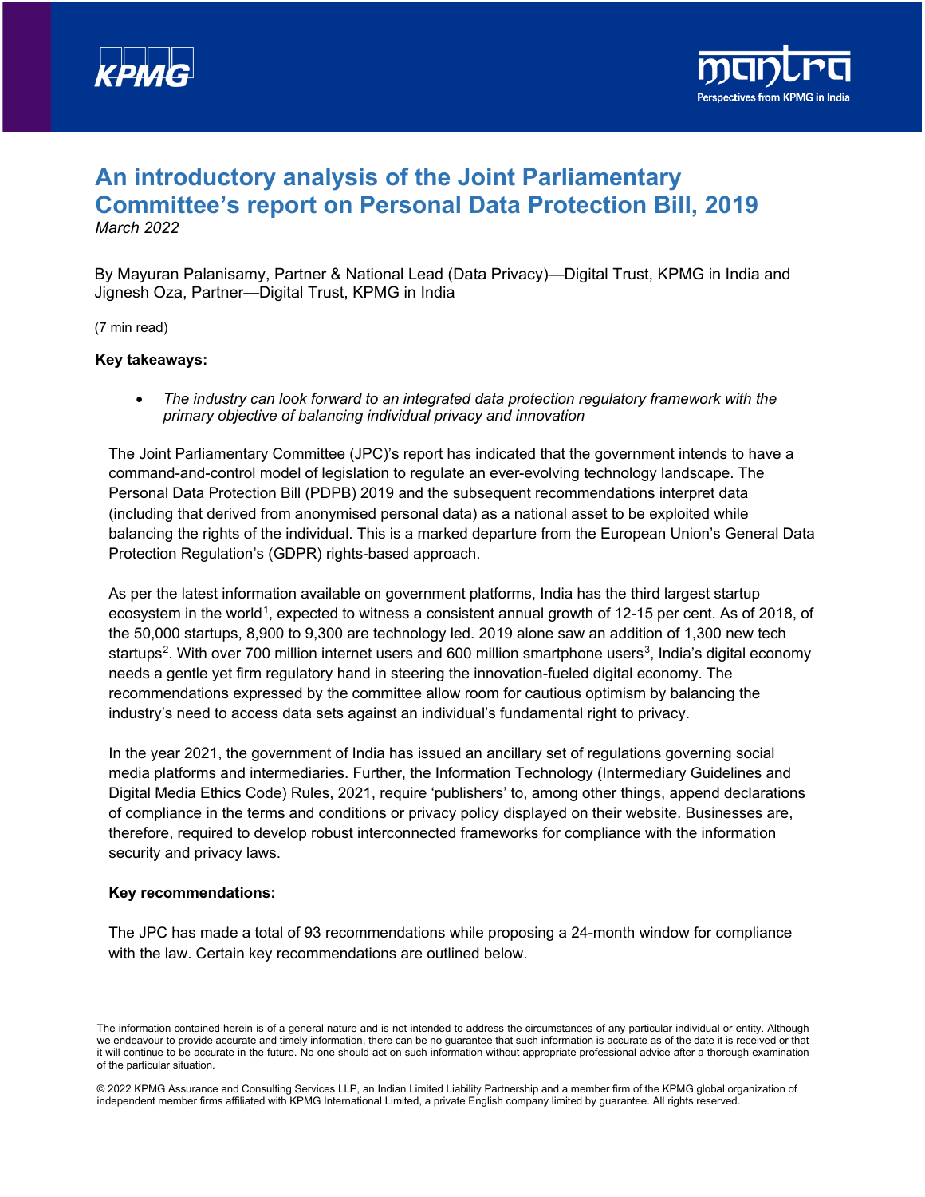# An introductory analysis of the Joint Parliamentary Committee's report on Personal Data Protection Bill, 2019

*March 2022*

By Mayuran Palanisamy, Partner & National Lead (Data Privacy)—Digital Trust, KPMG in India and Jignesh Oza, Partner—Digital Trust, KPMG in India

(7 min read)

**Key takeaways:**

- *The industry can look forward to an integrated data protection regulatory framework with the primary objective of balancing individual privacy and innovation*

The Joint Parliamentary Committee (JPC)'s report has indicated that the government intends to have a command-and-control model of legislation to regulate an ever-evolving technology landscape. The Personal Data Protection Bill (PDPB) 2019 and the subsequent recommendations interpret data (including that derived from anonymised personal data) as a national asset to be exploited while balancing the rights of the individual. This is a marked departure from the European Union's General Data Protection Regulation's (GDPR) rights-based approach.

As per the latest information available on government platforms, India has the third largest startup ecosystem in the world[1], expected to witness a consistent annual growth of 12-15 per cent. As of 2018, of the 50,000 startups, 8,900 to 9,300 are technology led. 2019 alone saw an addition of 1,300 new tech startups[2]. With over 700 million internet users and 600 million smartphone users[3], India's digital economy needs a gentle yet firm regulatory hand in steering the innovation-fueled digital economy. The recommendations expressed by the committee allow room for cautious optimism by balancing the industry's need to access data sets against an individual's fundamental right to privacy.

In the year 2021, the government of India has issued an ancillary set of regulations governing social media platforms and intermediaries. Further, the Information Technology (Intermediary Guidelines and Digital Media Ethics Code) Rules, 2021, require 'publishers' to, among other things, append declarations of compliance in the terms and conditions or privacy policy displayed on their website. Businesses are, therefore, required to develop robust interconnected frameworks for compliance with the information security and privacy laws.

**Key recommendations:**

The JPC has made a total of 93 recommendations while proposing a 24-month window for compliance with the law. Certain key recommendations are outlined below.

The information contained herein is of a general nature and is not intended to address the circumstances of any particular individual or entity. Although we endeavour to provide accurate and timely information, there can be no guarantee that such information is accurate as of the date it is received or that it will continue to be accurate in the future. No one should act on such information without appropriate professional advice after a thorough examination of the particular situation.

© 2022 KPMG Assurance and Consulting Services LLP, an Indian Limited Liability Partnership and a member firm of the KPMG global organization of independent member firms affiliated with KPMG International Limited, a private English company limited by guarantee. All rights reserved.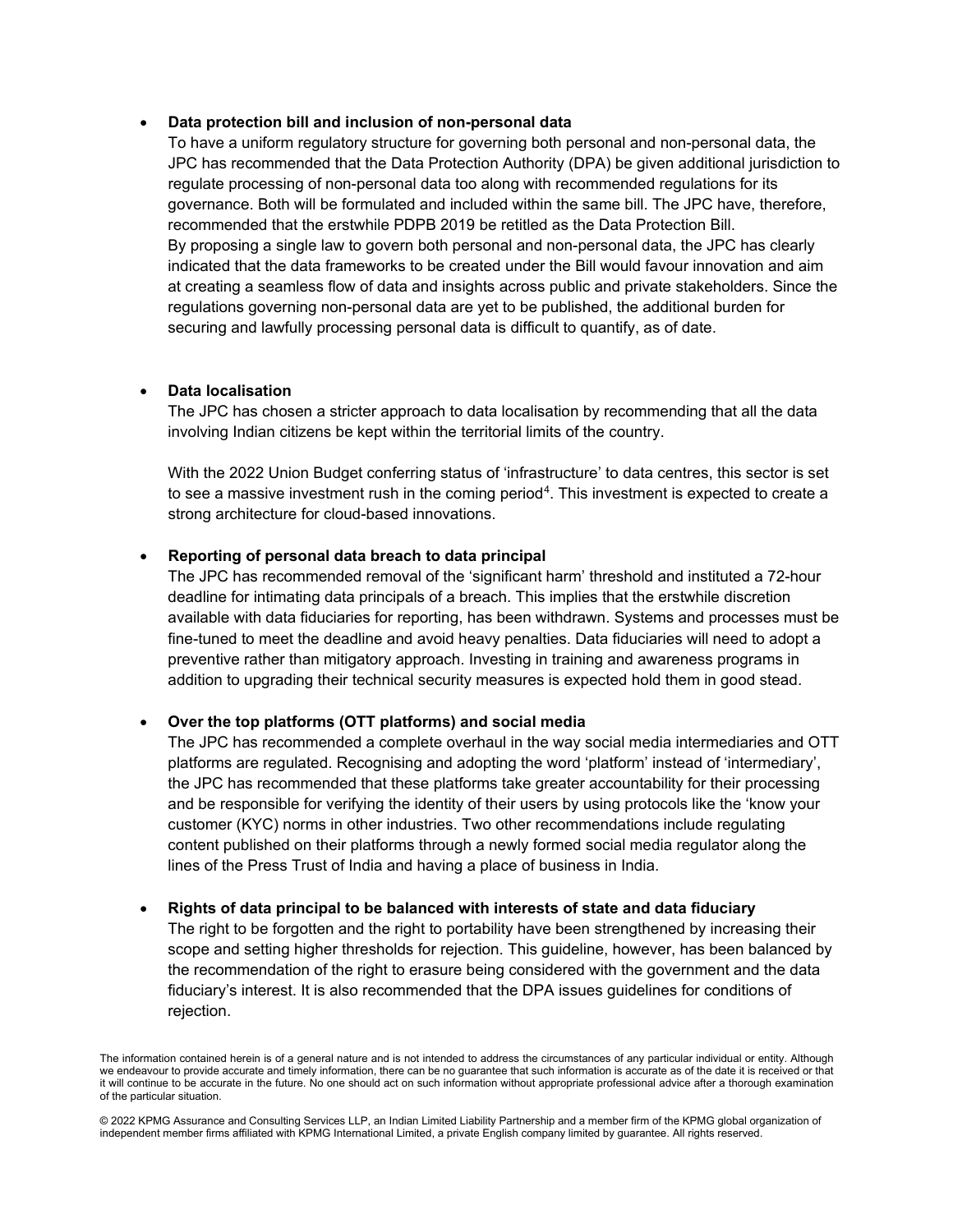- **Data protection bill and inclusion of non-personal data**
  To have a uniform regulatory structure for governing both personal and non-personal data, the JPC has recommended that the Data Protection Authority (DPA) be given additional jurisdiction to regulate processing of non-personal data too along with recommended regulations for its governance. Both will be formulated and included within the same bill. The JPC have, therefore, recommended that the erstwhile PDPB 2019 be retitled as the Data Protection Bill.
  By proposing a single law to govern both personal and non-personal data, the JPC has clearly indicated that the data frameworks to be created under the Bill would favour innovation and aim at creating a seamless flow of data and insights across public and private stakeholders. Since the regulations governing non-personal data are yet to be published, the additional burden for securing and lawfully processing personal data is difficult to quantify, as of date.

- **Data localisation**
  The JPC has chosen a stricter approach to data localisation by recommending that all the data involving Indian citizens be kept within the territorial limits of the country.

  With the 2022 Union Budget conferring status of 'infrastructure' to data centres, this sector is set to see a massive investment rush in the coming period[4]. This investment is expected to create a strong architecture for cloud-based innovations.

- **Reporting of personal data breach to data principal**
  The JPC has recommended removal of the 'significant harm' threshold and instituted a 72-hour deadline for intimating data principals of a breach. This implies that the erstwhile discretion available with data fiduciaries for reporting, has been withdrawn. Systems and processes must be fine-tuned to meet the deadline and avoid heavy penalties. Data fiduciaries will need to adopt a preventive rather than mitigatory approach. Investing in training and awareness programs in addition to upgrading their technical security measures is expected hold them in good stead.

- **Over the top platforms (OTT platforms) and social media**
  The JPC has recommended a complete overhaul in the way social media intermediaries and OTT platforms are regulated. Recognising and adopting the word 'platform' instead of 'intermediary', the JPC has recommended that these platforms take greater accountability for their processing and be responsible for verifying the identity of their users by using protocols like the 'know your customer (KYC) norms in other industries. Two other recommendations include regulating content published on their platforms through a newly formed social media regulator along the lines of the Press Trust of India and having a place of business in India.

- **Rights of data principal to be balanced with interests of state and data fiduciary**
  The right to be forgotten and the right to portability have been strengthened by increasing their scope and setting higher thresholds for rejection. This guideline, however, has been balanced by the recommendation of the right to erasure being considered with the government and the data fiduciary's interest. It is also recommended that the DPA issues guidelines for conditions of rejection.

The information contained herein is of a general nature and is not intended to address the circumstances of any particular individual or entity. Although we endeavour to provide accurate and timely information, there can be no guarantee that such information is accurate as of the date it is received or that it will continue to be accurate in the future. No one should act on such information without appropriate professional advice after a thorough examination of the particular situation.

© 2022 KPMG Assurance and Consulting Services LLP, an Indian Limited Liability Partnership and a member firm of the KPMG global organization of independent member firms affiliated with KPMG International Limited, a private English company limited by guarantee. All rights reserved.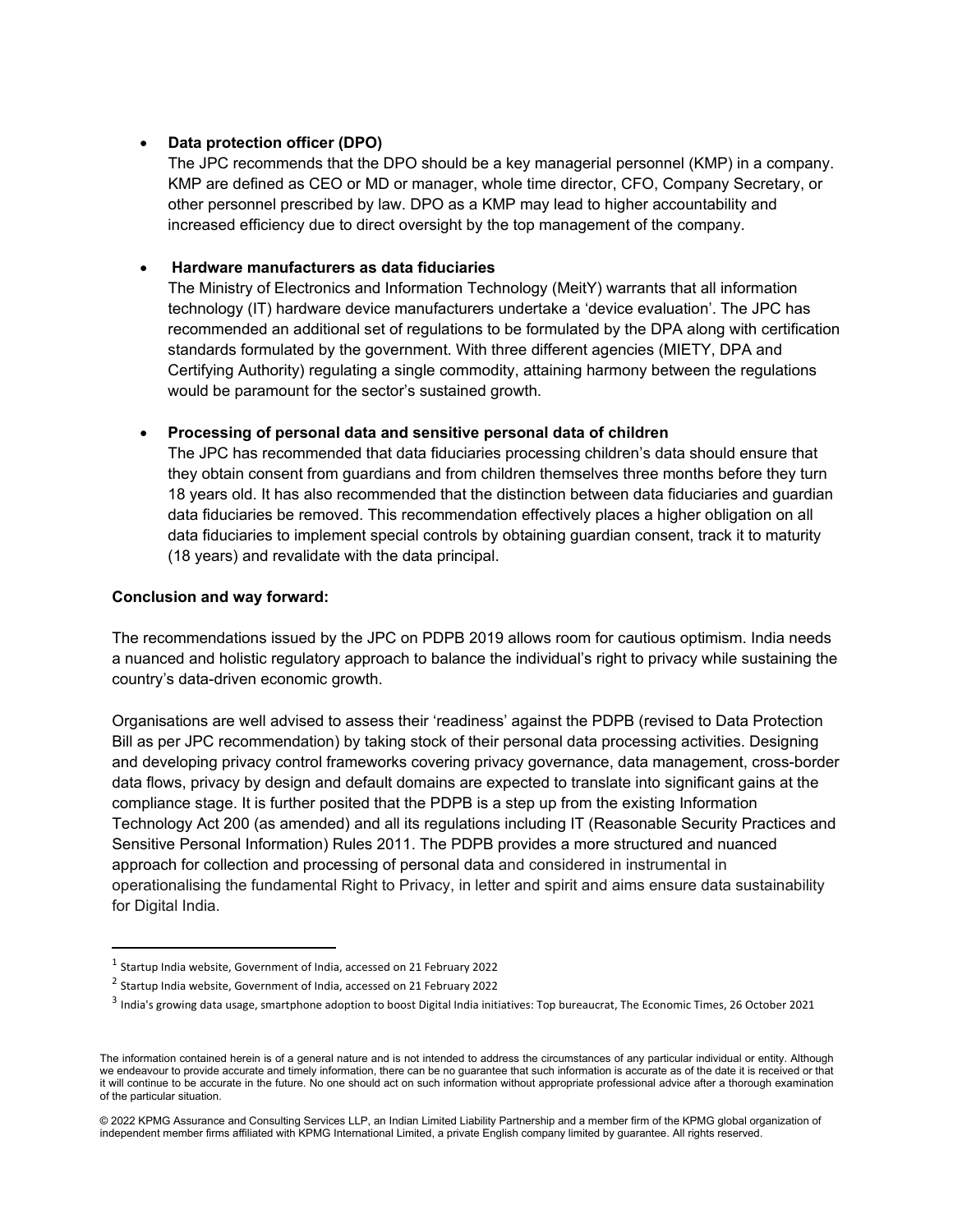- **Data protection officer (DPO)**
  The JPC recommends that the DPO should be a key managerial personnel (KMP) in a company. KMP are defined as CEO or MD or manager, whole time director, CFO, Company Secretary, or other personnel prescribed by law. DPO as a KMP may lead to higher accountability and increased efficiency due to direct oversight by the top management of the company.

- **Hardware manufacturers as data fiduciaries**
  The Ministry of Electronics and Information Technology (MeitY) warrants that all information technology (IT) hardware device manufacturers undertake a 'device evaluation'. The JPC has recommended an additional set of regulations to be formulated by the DPA along with certification standards formulated by the government. With three different agencies (MIETY, DPA and Certifying Authority) regulating a single commodity, attaining harmony between the regulations would be paramount for the sector's sustained growth.

- **Processing of personal data and sensitive personal data of children**
  The JPC has recommended that data fiduciaries processing children's data should ensure that they obtain consent from guardians and from children themselves three months before they turn 18 years old. It has also recommended that the distinction between data fiduciaries and guardian data fiduciaries be removed. This recommendation effectively places a higher obligation on all data fiduciaries to implement special controls by obtaining guardian consent, track it to maturity (18 years) and revalidate with the data principal.

**Conclusion and way forward:**

The recommendations issued by the JPC on PDPB 2019 allows room for cautious optimism. India needs a nuanced and holistic regulatory approach to balance the individual's right to privacy while sustaining the country's data-driven economic growth.

Organisations are well advised to assess their 'readiness' against the PDPB (revised to Data Protection Bill as per JPC recommendation) by taking stock of their personal data processing activities. Designing and developing privacy control frameworks covering privacy governance, data management, cross-border data flows, privacy by design and default domains are expected to translate into significant gains at the compliance stage. It is further posited that the PDPB is a step up from the existing Information Technology Act 200 (as amended) and all its regulations including IT (Reasonable Security Practices and Sensitive Personal Information) Rules 2011. The PDPB provides a more structured and nuanced approach for collection and processing of personal data and considered in instrumental in operationalising the fundamental Right to Privacy, in letter and spirit and aims ensure data sustainability for Digital India.

---

[1] Startup India website, Government of India, accessed on 21 February 2022

[2] Startup India website, Government of India, accessed on 21 February 2022

[3] India's growing data usage, smartphone adoption to boost Digital India initiatives: Top bureaucrat, The Economic Times, 26 October 2021

The information contained herein is of a general nature and is not intended to address the circumstances of any particular individual or entity. Although we endeavour to provide accurate and timely information, there can be no guarantee that such information is accurate as of the date it is received or that it will continue to be accurate in the future. No one should act on such information without appropriate professional advice after a thorough examination of the particular situation.

© 2022 KPMG Assurance and Consulting Services LLP, an Indian Limited Liability Partnership and a member firm of the KPMG global organization of independent member firms affiliated with KPMG International Limited, a private English company limited by guarantee. All rights reserved.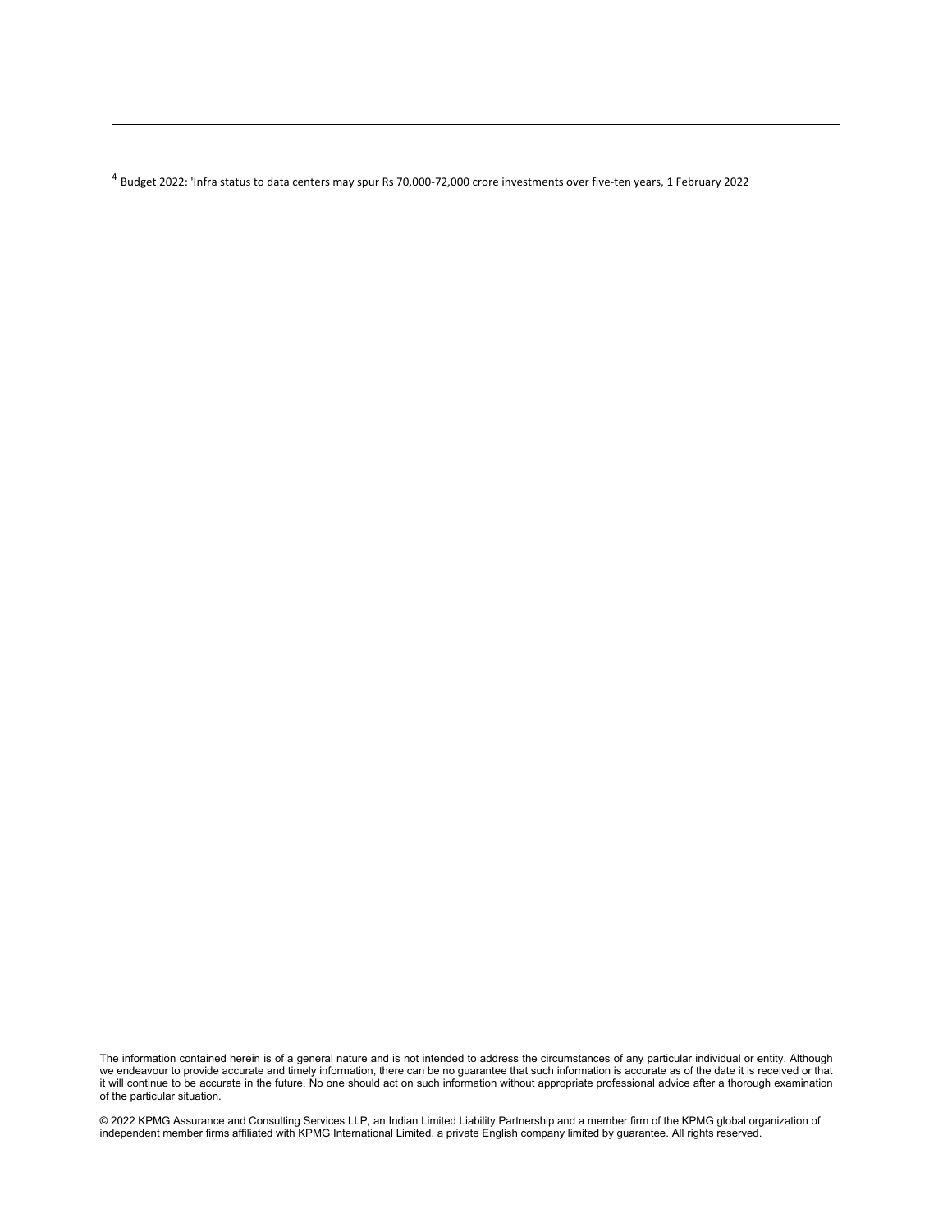[4] Budget 2022: 'Infra status to data centers may spur Rs 70,000-72,000 crore investments over five-ten years, 1 February 2022

The information contained herein is of a general nature and is not intended to address the circumstances of any particular individual or entity. Although we endeavour to provide accurate and timely information, there can be no guarantee that such information is accurate as of the date it is received or that it will continue to be accurate in the future. No one should act on such information without appropriate professional advice after a thorough examination of the particular situation.

© 2022 KPMG Assurance and Consulting Services LLP, an Indian Limited Liability Partnership and a member firm of the KPMG global organization of independent member firms affiliated with KPMG International Limited, a private English company limited by guarantee. All rights reserved.